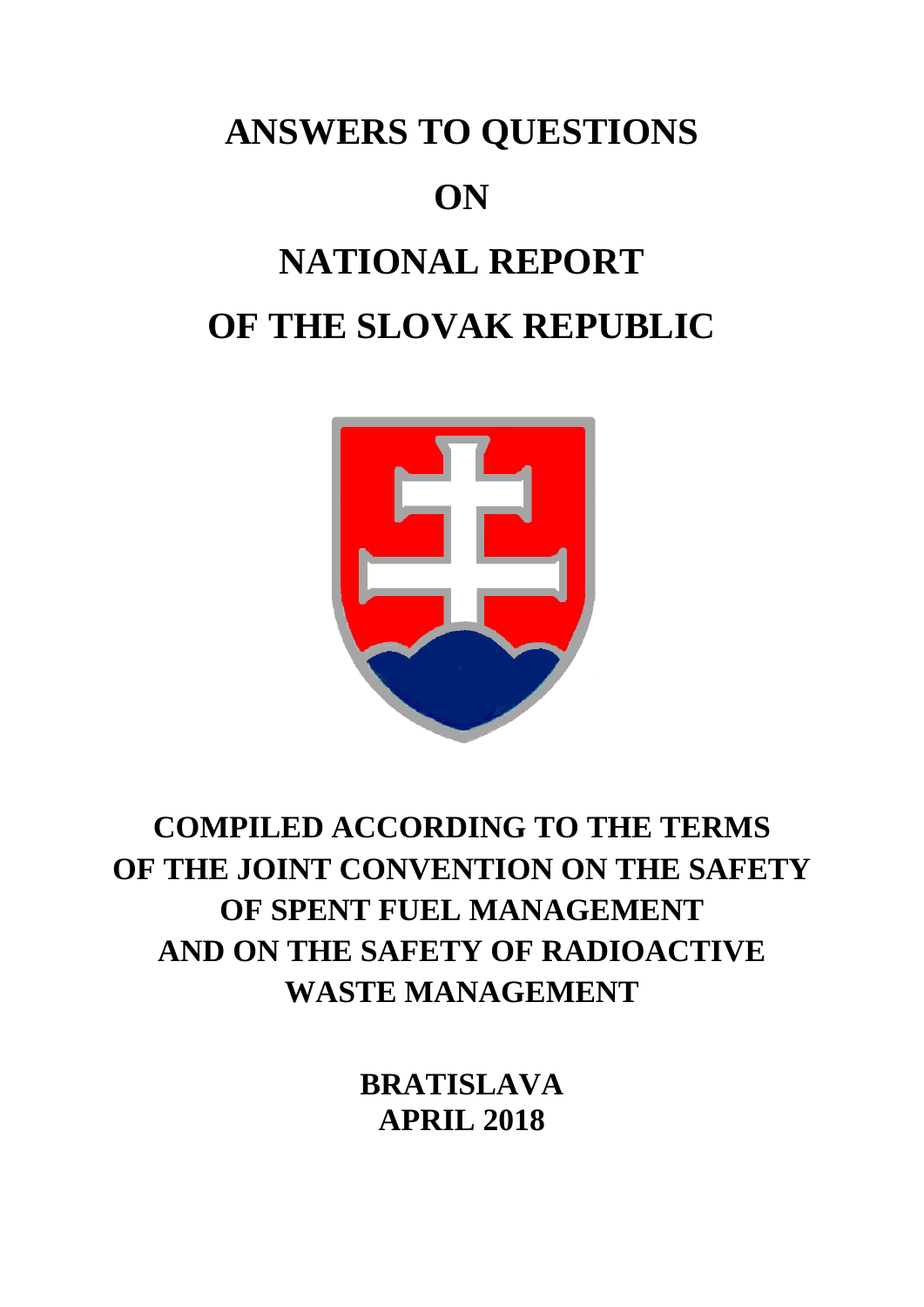# ANSWERS TO QUESTIONS

# ON

# NATIONAL REPORT

# OF THE SLOVAK REPUBLIC

## COMPILED ACCORDING TO THE TERMS OF THE JOINT CONVENTION ON THE SAFETY OF SPENT FUEL MANAGEMENT AND ON THE SAFETY OF RADIOACTIVE WASTE MANAGEMENT

**BRATISLAVA**
**APRIL 2018**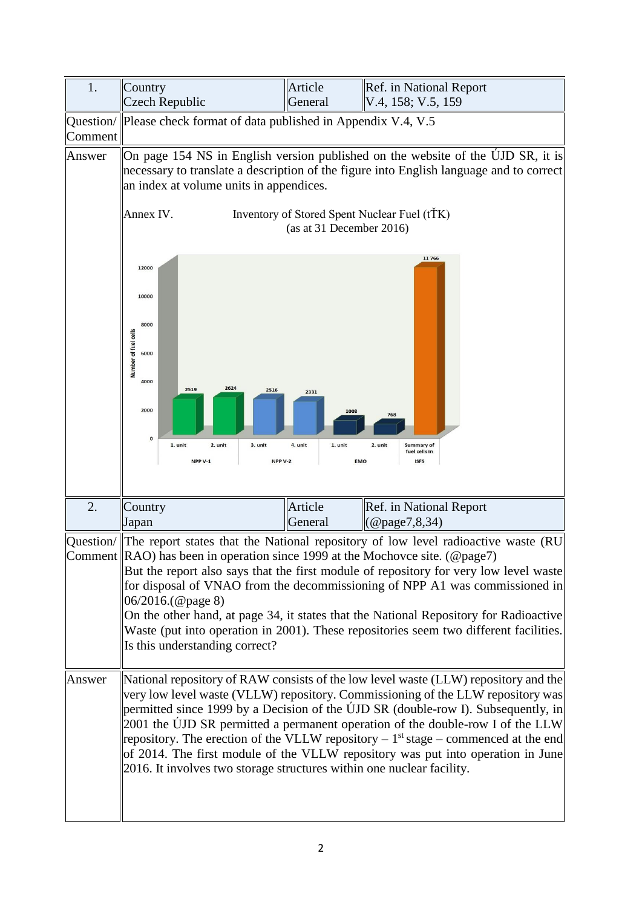| 1. | Country<br>Czech Republic | Article<br>General | Ref. in National Report<br>V.4, 158; V.5, 159 |
|---|---|---|---|
| Question/ Comment | Please check format of data published in Appendix V.4, V.5 | | |
| Answer | On page 154 NS in English version published on the website of the ÚJD SR, it is necessary to translate a description of the figure into English language and to correct an index at volume units in appendices.<br><br>Annex IV. Inventory of Stored Spent Nuclear Fuel (tŤK) (as at 31 December 2016)<br><br>Number of fuel cells: NPP V-1: 1. unit 2519, 2. unit 2624; NPP V-2: 3. unit 2516, 4. unit 2331; EMO: 1. unit 1008, 2. unit 768; ISFS: Summary of fuel cells in 11 766 | | |
| 2. | Country<br>Japan | Article<br>General | Ref. in National Report<br>(@page7,8,34) |
| Question/ Comment | The report states that the National repository of low level radioactive waste (RU RAO) has been in operation since 1999 at the Mochovce site. (@page7)<br>But the report also says that the first module of repository for very low level waste for disposal of VNAO from the decommissioning of NPP A1 was commissioned in 06/2016.(@page 8)<br>On the other hand, at page 34, it states that the National Repository for Radioactive Waste (put into operation in 2001). These repositories seem two different facilities. Is this understanding correct? | | |
| Answer | National repository of RAW consists of the low level waste (LLW) repository and the very low level waste (VLLW) repository. Commissioning of the LLW repository was permitted since 1999 by a Decision of the ÚJD SR (double-row I). Subsequently, in 2001 the ÚJD SR permitted a permanent operation of the double-row I of the LLW repository. The erection of the VLLW repository – 1st stage – commenced at the end of 2014. The first module of the VLLW repository was put into operation in June 2016. It involves two storage structures within one nuclear facility. | | |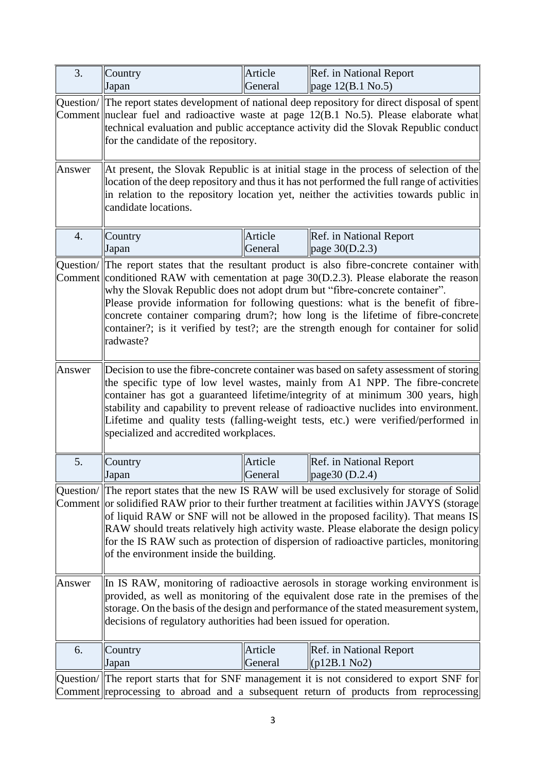| 3. | Country<br>Japan | Article<br>General | Ref. in National Report<br>page 12(B.1 No.5) |
|---|---|---|---|
| Question/ Comment | The report states development of national deep repository for direct disposal of spent nuclear fuel and radioactive waste at page 12(B.1 No.5). Please elaborate what technical evaluation and public acceptance activity did the Slovak Republic conduct for the candidate of the repository. | | |
| Answer | At present, the Slovak Republic is at initial stage in the process of selection of the location of the deep repository and thus it has not performed the full range of activities in relation to the repository location yet, neither the activities towards public in candidate locations. | | |

| 4. | Country<br>Japan | Article<br>General | Ref. in National Report<br>page 30(D.2.3) |
|---|---|---|---|
| Question/ Comment | The report states that the resultant product is also fibre-concrete container with conditioned RAW with cementation at page 30(D.2.3). Please elaborate the reason why the Slovak Republic does not adopt drum but "fibre-concrete container".<br>Please provide information for following questions: what is the benefit of fibre-concrete container comparing drum?; how long is the lifetime of fibre-concrete container?; is it verified by test?; are the strength enough for container for solid radwaste? | | |
| Answer | Decision to use the fibre-concrete container was based on safety assessment of storing the specific type of low level wastes, mainly from A1 NPP. The fibre-concrete container has got a guaranteed lifetime/integrity of at minimum 300 years, high stability and capability to prevent release of radioactive nuclides into environment. Lifetime and quality tests (falling-weight tests, etc.) were verified/performed in specialized and accredited workplaces. | | |

| 5. | Country<br>Japan | Article<br>General | Ref. in National Report<br>page30 (D.2.4) |
|---|---|---|---|
| Question/ Comment | The report states that the new IS RAW will be used exclusively for storage of Solid or solidified RAW prior to their further treatment at facilities within JAVYS (storage of liquid RAW or SNF will not be allowed in the proposed facility). That means IS RAW should treats relatively high activity waste. Please elaborate the design policy for the IS RAW such as protection of dispersion of radioactive particles, monitoring of the environment inside the building. | | |
| Answer | In IS RAW, monitoring of radioactive aerosols in storage working environment is provided, as well as monitoring of the equivalent dose rate in the premises of the storage. On the basis of the design and performance of the stated measurement system, decisions of regulatory authorities had been issued for operation. | | |

| 6. | Country<br>Japan | Article<br>General | Ref. in National Report<br>(p12B.1 No2) |
|---|---|---|---|
| Question/ Comment | The report starts that for SNF management it is not considered to export SNF for reprocessing to abroad and a subsequent return of products from reprocessing | | |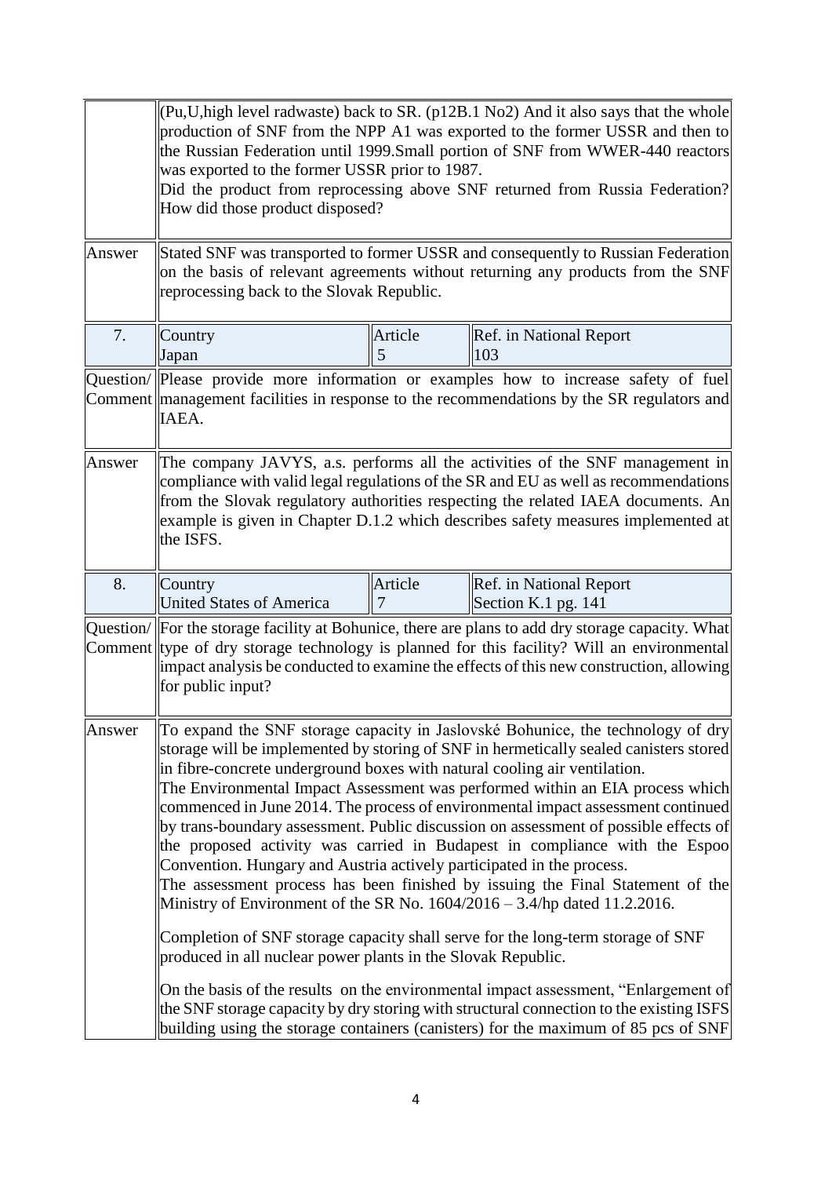| | | | |
|---|---|---|---|
| | (Pu,U,high level radwaste) back to SR. (p12B.1 No2) And it also says that the whole production of SNF from the NPP A1 was exported to the former USSR and then to the Russian Federation until 1999.Small portion of SNF from WWER-440 reactors was exported to the former USSR prior to 1987.<br>Did the product from reprocessing above SNF returned from Russia Federation? How did those product disposed? | | |
| Answer | Stated SNF was transported to former USSR and consequently to Russian Federation on the basis of relevant agreements without returning any products from the SNF reprocessing back to the Slovak Republic. | | |
| 7. | Country<br>Japan | Article<br>5 | Ref. in National Report<br>103 |
| Question/ Comment | Please provide more information or examples how to increase safety of fuel management facilities in response to the recommendations by the SR regulators and IAEA. | | |
| Answer | The company JAVYS, a.s. performs all the activities of the SNF management in compliance with valid legal regulations of the SR and EU as well as recommendations from the Slovak regulatory authorities respecting the related IAEA documents. An example is given in Chapter D.1.2 which describes safety measures implemented at the ISFS. | | |
| 8. | Country<br>United States of America | Article<br>7 | Ref. in National Report<br>Section K.1 pg. 141 |
| Question/ Comment | For the storage facility at Bohunice, there are plans to add dry storage capacity. What type of dry storage technology is planned for this facility? Will an environmental impact analysis be conducted to examine the effects of this new construction, allowing for public input? | | |
| Answer | To expand the SNF storage capacity in Jaslovské Bohunice, the technology of dry storage will be implemented by storing of SNF in hermetically sealed canisters stored in fibre-concrete underground boxes with natural cooling air ventilation.<br>The Environmental Impact Assessment was performed within an EIA process which commenced in June 2014. The process of environmental impact assessment continued by trans-boundary assessment. Public discussion on assessment of possible effects of the proposed activity was carried in Budapest in compliance with the Espoo Convention. Hungary and Austria actively participated in the process.<br>The assessment process has been finished by issuing the Final Statement of the Ministry of Environment of the SR No. 1604/2016 – 3.4/hp dated 11.2.2016.<br><br>Completion of SNF storage capacity shall serve for the long-term storage of SNF produced in all nuclear power plants in the Slovak Republic.<br><br>On the basis of the results on the environmental impact assessment, "Enlargement of the SNF storage capacity by dry storing with structural connection to the existing ISFS building using the storage containers (canisters) for the maximum of 85 pcs of SNF | | |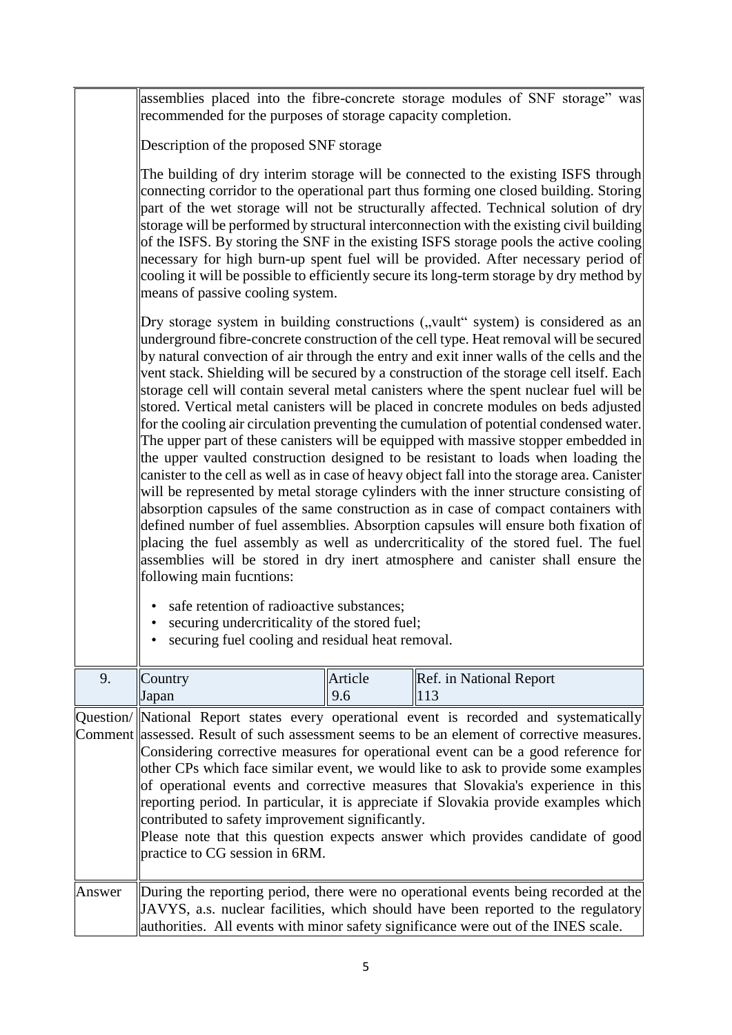| | | | |
|---|---|---|---|
| | assemblies placed into the fibre-concrete storage modules of SNF storage" was recommended for the purposes of storage capacity completion.<br><br>Description of the proposed SNF storage<br><br>The building of dry interim storage will be connected to the existing ISFS through connecting corridor to the operational part thus forming one closed building. Storing part of the wet storage will not be structurally affected. Technical solution of dry storage will be performed by structural interconnection with the existing civil building of the ISFS. By storing the SNF in the existing ISFS storage pools the active cooling necessary for high burn-up spent fuel will be provided. After necessary period of cooling it will be possible to efficiently secure its long-term storage by dry method by means of passive cooling system.<br><br>Dry storage system in building constructions („vault" system) is considered as an underground fibre-concrete construction of the cell type. Heat removal will be secured by natural convection of air through the entry and exit inner walls of the cells and the vent stack. Shielding will be secured by a construction of the storage cell itself. Each storage cell will contain several metal canisters where the spent nuclear fuel will be stored. Vertical metal canisters will be placed in concrete modules on beds adjusted for the cooling air circulation preventing the cumulation of potential condensed water. The upper part of these canisters will be equipped with massive stopper embedded in the upper vaulted construction designed to be resistant to loads when loading the canister to the cell as well as in case of heavy object fall into the storage area. Canister will be represented by metal storage cylinders with the inner structure consisting of absorption capsules of the same construction as in case of compact containers with defined number of fuel assemblies. Absorption capsules will ensure both fixation of placing the fuel assembly as well as undercriticality of the stored fuel. The fuel assemblies will be stored in dry inert atmosphere and canister shall ensure the following main fucntions:<br><br>• safe retention of radioactive substances;<br>• securing undercriticality of the stored fuel;<br>• securing fuel cooling and residual heat removal. | | |
| 9. | Country<br>Japan | Article<br>9.6 | Ref. in National Report<br>113 |
| Question/ Comment | National Report states every operational event is recorded and systematically assessed. Result of such assessment seems to be an element of corrective measures. Considering corrective measures for operational event can be a good reference for other CPs which face similar event, we would like to ask to provide some examples of operational events and corrective measures that Slovakia's experience in this reporting period. In particular, it is appreciate if Slovakia provide examples which contributed to safety improvement significantly.<br>Please note that this question expects answer which provides candidate of good practice to CG session in 6RM. | | |
| Answer | During the reporting period, there were no operational events being recorded at the JAVYS, a.s. nuclear facilities, which should have been reported to the regulatory authorities. All events with minor safety significance were out of the INES scale. | | |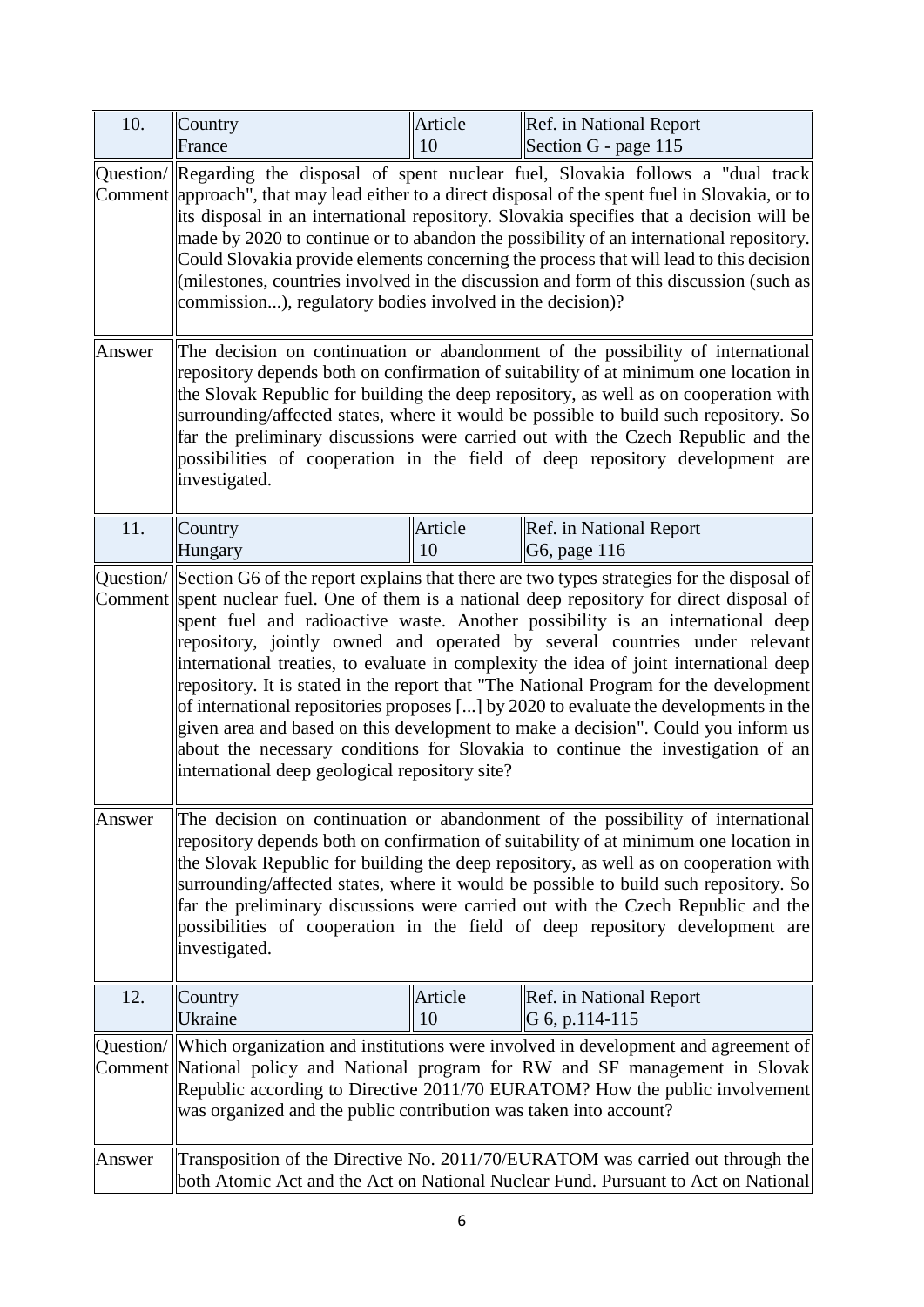| 10. | Country<br>France | Article<br>10 | Ref. in National Report<br>Section G - page 115 |
|---|---|---|---|
| Question/<br>Comment | Regarding the disposal of spent nuclear fuel, Slovakia follows a "dual track approach", that may lead either to a direct disposal of the spent fuel in Slovakia, or to its disposal in an international repository. Slovakia specifies that a decision will be made by 2020 to continue or to abandon the possibility of an international repository. Could Slovakia provide elements concerning the process that will lead to this decision (milestones, countries involved in the discussion and form of this discussion (such as commission...), regulatory bodies involved in the decision)? | | |
| Answer | The decision on continuation or abandonment of the possibility of international repository depends both on confirmation of suitability of at minimum one location in the Slovak Republic for building the deep repository, as well as on cooperation with surrounding/affected states, where it would be possible to build such repository. So far the preliminary discussions were carried out with the Czech Republic and the possibilities of cooperation in the field of deep repository development are investigated. | | |

| 11. | Country<br>Hungary | Article<br>10 | Ref. in National Report<br>G6, page 116 |
|---|---|---|---|
| Question/<br>Comment | Section G6 of the report explains that there are two types strategies for the disposal of spent nuclear fuel. One of them is a national deep repository for direct disposal of spent fuel and radioactive waste. Another possibility is an international deep repository, jointly owned and operated by several countries under relevant international treaties, to evaluate in complexity the idea of joint international deep repository. It is stated in the report that "The National Program for the development of international repositories proposes [...] by 2020 to evaluate the developments in the given area and based on this development to make a decision". Could you inform us about the necessary conditions for Slovakia to continue the investigation of an international deep geological repository site? | | |
| Answer | The decision on continuation or abandonment of the possibility of international repository depends both on confirmation of suitability of at minimum one location in the Slovak Republic for building the deep repository, as well as on cooperation with surrounding/affected states, where it would be possible to build such repository. So far the preliminary discussions were carried out with the Czech Republic and the possibilities of cooperation in the field of deep repository development are investigated. | | |

| 12. | Country<br>Ukraine | Article<br>10 | Ref. in National Report<br>G 6, p.114-115 |
|---|---|---|---|
| Question/<br>Comment | Which organization and institutions were involved in development and agreement of National policy and National program for RW and SF management in Slovak Republic according to Directive 2011/70 EURATOM? How the public involvement was organized and the public contribution was taken into account? | | |
| Answer | Transposition of the Directive No. 2011/70/EURATOM was carried out through the both Atomic Act and the Act on National Nuclear Fund. Pursuant to Act on National | | |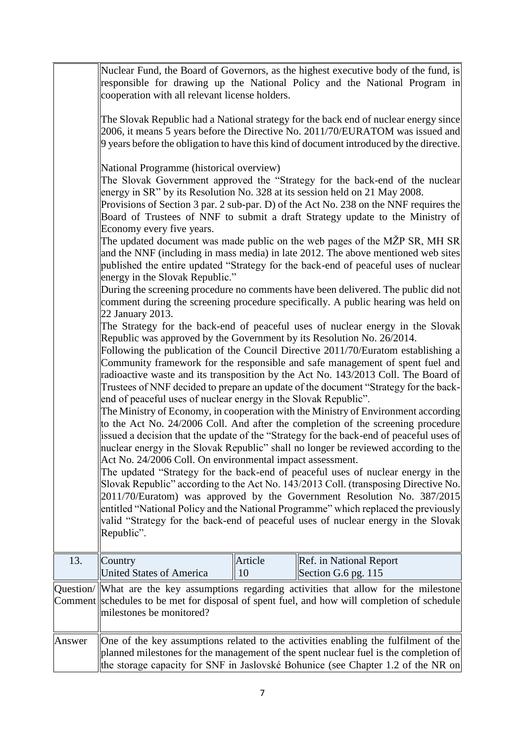| | |
|---|---|
| | Nuclear Fund, the Board of Governors, as the highest executive body of the fund, is responsible for drawing up the National Policy and the National Program in cooperation with all relevant license holders.<br><br>The Slovak Republic had a National strategy for the back end of nuclear energy since 2006, it means 5 years before the Directive No. 2011/70/EURATOM was issued and 9 years before the obligation to have this kind of document introduced by the directive.<br><br>National Programme (historical overview)<br>The Slovak Government approved the "Strategy for the back-end of the nuclear energy in SR" by its Resolution No. 328 at its session held on 21 May 2008.<br>Provisions of Section 3 par. 2 sub-par. D) of the Act No. 238 on the NNF requires the Board of Trustees of NNF to submit a draft Strategy update to the Ministry of Economy every five years.<br>The updated document was made public on the web pages of the MŽP SR, MH SR and the NNF (including in mass media) in late 2012. The above mentioned web sites published the entire updated "Strategy for the back-end of peaceful uses of nuclear energy in the Slovak Republic."<br>During the screening procedure no comments have been delivered. The public did not comment during the screening procedure specifically. A public hearing was held on 22 January 2013.<br>The Strategy for the back-end of peaceful uses of nuclear energy in the Slovak Republic was approved by the Government by its Resolution No. 26/2014.<br>Following the publication of the Council Directive 2011/70/Euratom establishing a Community framework for the responsible and safe management of spent fuel and radioactive waste and its transposition by the Act No. 143/2013 Coll. The Board of Trustees of NNF decided to prepare an update of the document "Strategy for the back-end of peaceful uses of nuclear energy in the Slovak Republic".<br>The Ministry of Economy, in cooperation with the Ministry of Environment according to the Act No. 24/2006 Coll. And after the completion of the screening procedure issued a decision that the update of the "Strategy for the back-end of peaceful uses of nuclear energy in the Slovak Republic" shall no longer be reviewed according to the Act No. 24/2006 Coll. On environmental impact assessment.<br>The updated "Strategy for the back-end of peaceful uses of nuclear energy in the Slovak Republic" according to the Act No. 143/2013 Coll. (transposing Directive No. 2011/70/Euratom) was approved by the Government Resolution No. 387/2015 entitled "National Policy and the National Programme" which replaced the previously valid "Strategy for the back-end of peaceful uses of nuclear energy in the Slovak Republic". |

| 13. | Country<br>United States of America | Article<br>10 | Ref. in National Report<br>Section G.6 pg. 115 |
|---|---|---|---|
| Question/ Comment | What are the key assumptions regarding activities that allow for the milestone schedules to be met for disposal of spent fuel, and how will completion of schedule milestones be monitored? | | |
| Answer | One of the key assumptions related to the activities enabling the fulfilment of the planned milestones for the management of the spent nuclear fuel is the completion of the storage capacity for SNF in Jaslovské Bohunice (see Chapter 1.2 of the NR on | | |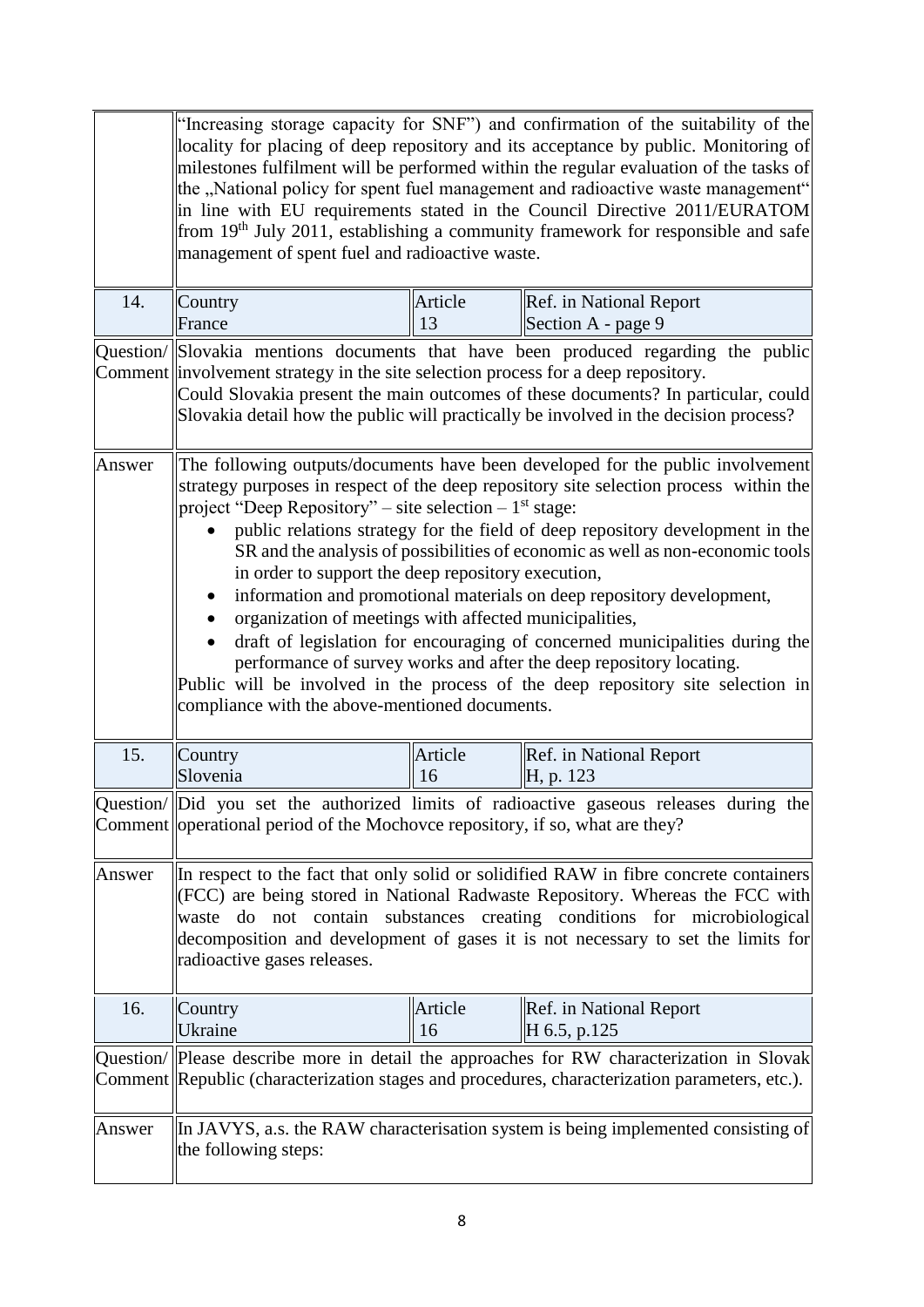| | "Increasing storage capacity for SNF") and confirmation of the suitability of the locality for placing of deep repository and its acceptance by public. Monitoring of milestones fulfilment will be performed within the regular evaluation of the tasks of the „National policy for spent fuel management and radioactive waste management" in line with EU requirements stated in the Council Directive 2011/EURATOM from 19[th] July 2011, establishing a community framework for responsible and safe management of spent fuel and radioactive waste. | | |
|---|---|---|---|
| 14. | Country<br>France | Article<br>13 | Ref. in National Report<br>Section A - page 9 |
| Question/ Comment | Slovakia mentions documents that have been produced regarding the public involvement strategy in the site selection process for a deep repository.<br>Could Slovakia present the main outcomes of these documents? In particular, could Slovakia detail how the public will practically be involved in the decision process? | | |
| Answer | The following outputs/documents have been developed for the public involvement strategy purposes in respect of the deep repository site selection process within the project "Deep Repository" – site selection – 1[st] stage:<br>• public relations strategy for the field of deep repository development in the SR and the analysis of possibilities of economic as well as non-economic tools in order to support the deep repository execution,<br>• information and promotional materials on deep repository development,<br>• organization of meetings with affected municipalities,<br>• draft of legislation for encouraging of concerned municipalities during the performance of survey works and after the deep repository locating.<br>Public will be involved in the process of the deep repository site selection in compliance with the above-mentioned documents. | | |
| 15. | Country<br>Slovenia | Article<br>16 | Ref. in National Report<br>H, p. 123 |
| Question/ Comment | Did you set the authorized limits of radioactive gaseous releases during the operational period of the Mochovce repository, if so, what are they? | | |
| Answer | In respect to the fact that only solid or solidified RAW in fibre concrete containers (FCC) are being stored in National Radwaste Repository. Whereas the FCC with waste do not contain substances creating conditions for microbiological decomposition and development of gases it is not necessary to set the limits for radioactive gases releases. | | |
| 16. | Country<br>Ukraine | Article<br>16 | Ref. in National Report<br>H 6.5, p.125 |
| Question/ Comment | Please describe more in detail the approaches for RW characterization in Slovak Republic (characterization stages and procedures, characterization parameters, etc.). | | |
| Answer | In JAVYS, a.s. the RAW characterisation system is being implemented consisting of the following steps: | | |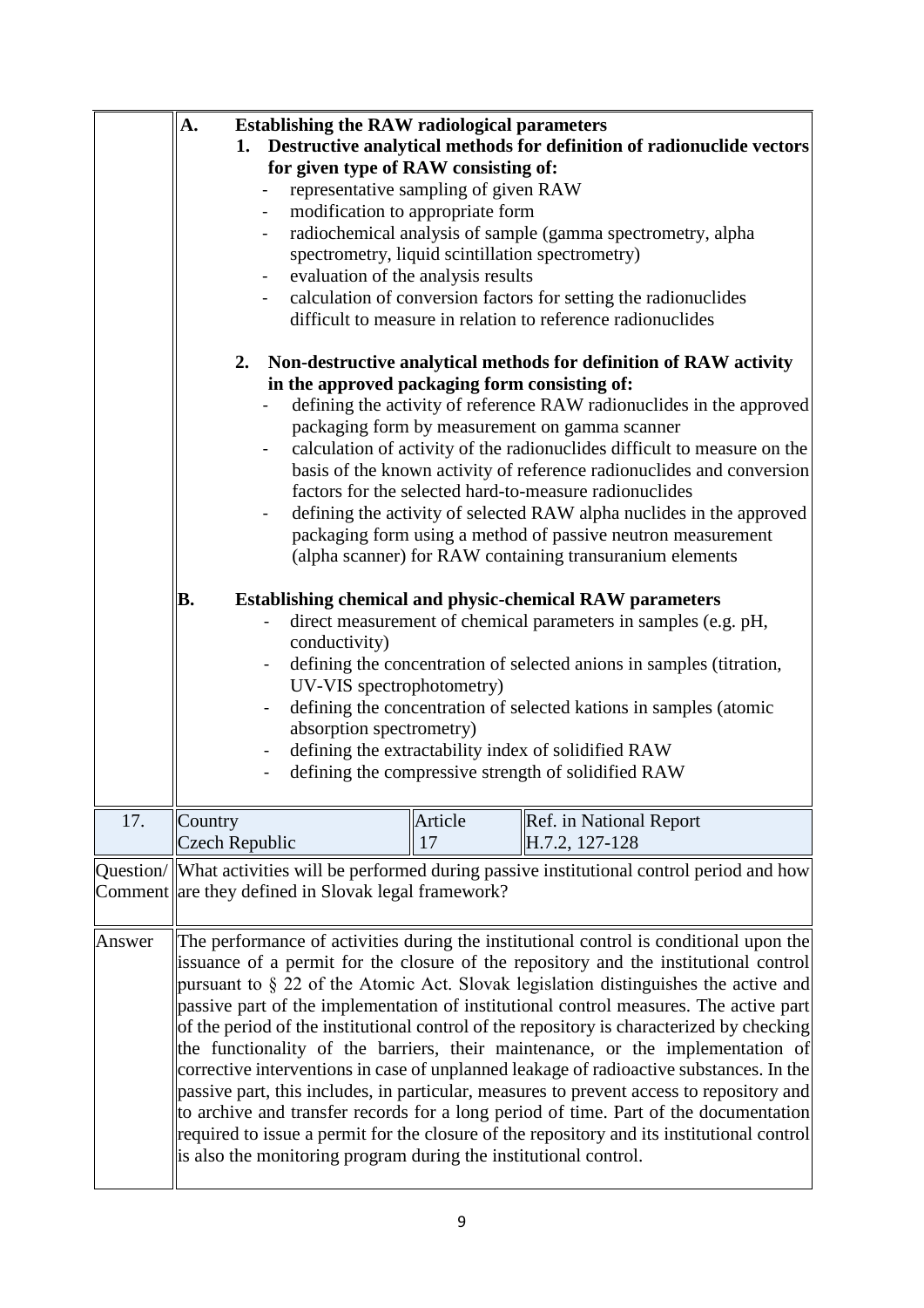| | |
|---|---|
| | **A. Establishing the RAW radiological parameters**<br>**1. Destructive analytical methods for definition of radionuclide vectors for given type of RAW consisting of:**<br>- representative sampling of given RAW<br>- modification to appropriate form<br>- radiochemical analysis of sample (gamma spectrometry, alpha spectrometry, liquid scintillation spectrometry)<br>- evaluation of the analysis results<br>- calculation of conversion factors for setting the radionuclides difficult to measure in relation to reference radionuclides<br><br>**2. Non-destructive analytical methods for definition of RAW activity in the approved packaging form consisting of:**<br>- defining the activity of reference RAW radionuclides in the approved packaging form by measurement on gamma scanner<br>- calculation of activity of the radionuclides difficult to measure on the basis of the known activity of reference radionuclides and conversion factors for the selected hard-to-measure radionuclides<br>- defining the activity of selected RAW alpha nuclides in the approved packaging form using a method of passive neutron measurement (alpha scanner) for RAW containing transuranium elements<br><br>**B. Establishing chemical and physic-chemical RAW parameters**<br>- direct measurement of chemical parameters in samples (e.g. pH, conductivity)<br>- defining the concentration of selected anions in samples (titration, UV-VIS spectrophotometry)<br>- defining the concentration of selected kations in samples (atomic absorption spectrometry)<br>- defining the extractability index of solidified RAW<br>- defining the compressive strength of solidified RAW |

| 17. | Country<br>Czech Republic | Article<br>17 | Ref. in National Report<br>H.7.2, 127-128 |
|---|---|---|---|
| Question/ Comment | What activities will be performed during passive institutional control period and how are they defined in Slovak legal framework? | | |
| Answer | The performance of activities during the institutional control is conditional upon the issuance of a permit for the closure of the repository and the institutional control pursuant to § 22 of the Atomic Act. Slovak legislation distinguishes the active and passive part of the implementation of institutional control measures. The active part of the period of the institutional control of the repository is characterized by checking the functionality of the barriers, their maintenance, or the implementation of corrective interventions in case of unplanned leakage of radioactive substances. In the passive part, this includes, in particular, measures to prevent access to repository and to archive and transfer records for a long period of time. Part of the documentation required to issue a permit for the closure of the repository and its institutional control is also the monitoring program during the institutional control. | | |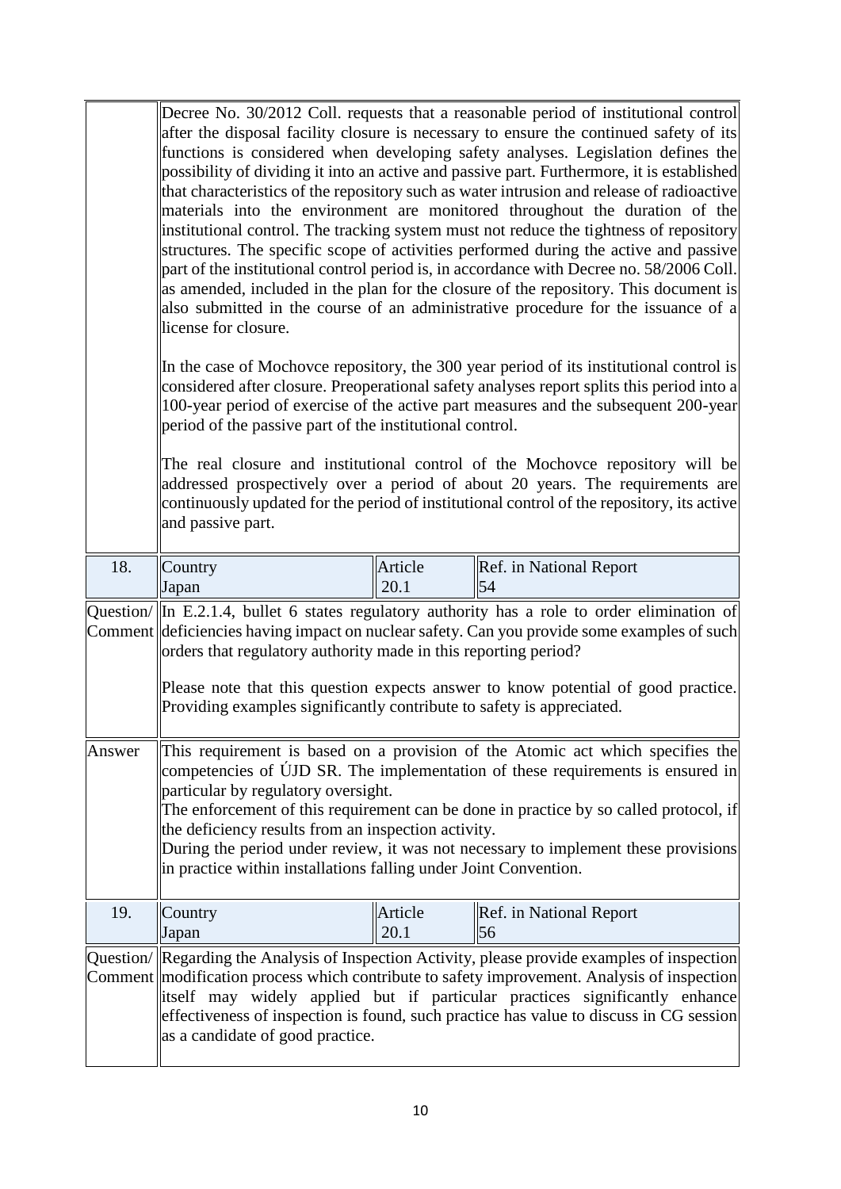| | | | |
|---|---|---|---|
| | Decree No. 30/2012 Coll. requests that a reasonable period of institutional control after the disposal facility closure is necessary to ensure the continued safety of its functions is considered when developing safety analyses. Legislation defines the possibility of dividing it into an active and passive part. Furthermore, it is established that characteristics of the repository such as water intrusion and release of radioactive materials into the environment are monitored throughout the duration of the institutional control. The tracking system must not reduce the tightness of repository structures. The specific scope of activities performed during the active and passive part of the institutional control period is, in accordance with Decree no. 58/2006 Coll. as amended, included in the plan for the closure of the repository. This document is also submitted in the course of an administrative procedure for the issuance of a license for closure.<br><br>In the case of Mochovce repository, the 300 year period of its institutional control is considered after closure. Preoperational safety analyses report splits this period into a 100-year period of exercise of the active part measures and the subsequent 200-year period of the passive part of the institutional control.<br><br>The real closure and institutional control of the Mochovce repository will be addressed prospectively over a period of about 20 years. The requirements are continuously updated for the period of institutional control of the repository, its active and passive part. | | |
| 18. | Country<br>Japan | Article<br>20.1 | Ref. in National Report<br>54 |
| Question/ Comment | In E.2.1.4, bullet 6 states regulatory authority has a role to order elimination of deficiencies having impact on nuclear safety. Can you provide some examples of such orders that regulatory authority made in this reporting period?<br><br>Please note that this question expects answer to know potential of good practice. Providing examples significantly contribute to safety is appreciated. | | |
| Answer | This requirement is based on a provision of the Atomic act which specifies the competencies of ÚJD SR. The implementation of these requirements is ensured in particular by regulatory oversight.<br>The enforcement of this requirement can be done in practice by so called protocol, if the deficiency results from an inspection activity.<br>During the period under review, it was not necessary to implement these provisions in practice within installations falling under Joint Convention. | | |
| 19. | Country<br>Japan | Article<br>20.1 | Ref. in National Report<br>56 |
| Question/ Comment | Regarding the Analysis of Inspection Activity, please provide examples of inspection modification process which contribute to safety improvement. Analysis of inspection itself may widely applied but if particular practices significantly enhance effectiveness of inspection is found, such practice has value to discuss in CG session as a candidate of good practice. | | |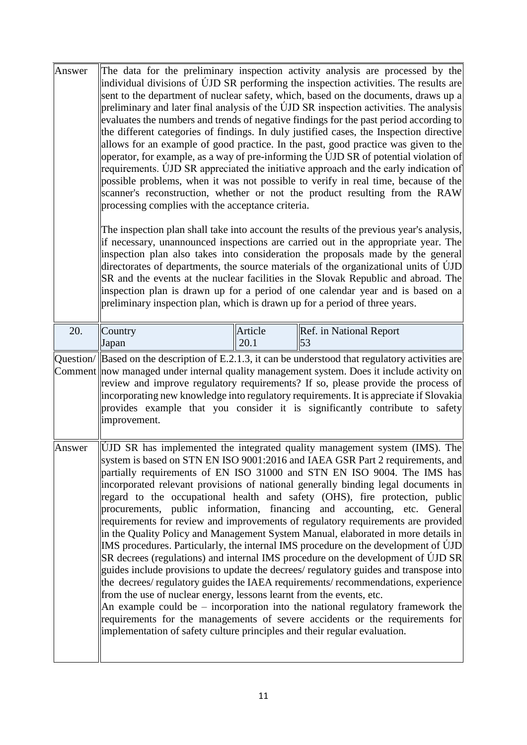| | | | |
|---|---|---|---|
| Answer | The data for the preliminary inspection activity analysis are processed by the individual divisions of ÚJD SR performing the inspection activities. The results are sent to the department of nuclear safety, which, based on the documents, draws up a preliminary and later final analysis of the ÚJD SR inspection activities. The analysis evaluates the numbers and trends of negative findings for the past period according to the different categories of findings. In duly justified cases, the Inspection directive allows for an example of good practice. In the past, good practice was given to the operator, for example, as a way of pre-informing the ÚJD SR of potential violation of requirements. ÚJD SR appreciated the initiative approach and the early indication of possible problems, when it was not possible to verify in real time, because of the scanner's reconstruction, whether or not the product resulting from the RAW processing complies with the acceptance criteria.<br><br>The inspection plan shall take into account the results of the previous year's analysis, if necessary, unannounced inspections are carried out in the appropriate year. The inspection plan also takes into consideration the proposals made by the general directorates of departments, the source materials of the organizational units of ÚJD SR and the events at the nuclear facilities in the Slovak Republic and abroad. The inspection plan is drawn up for a period of one calendar year and is based on a preliminary inspection plan, which is drawn up for a period of three years. | | |
| 20. | Country<br>Japan | Article<br>20.1 | Ref. in National Report<br>53 |
| Question/ Comment | Based on the description of E.2.1.3, it can be understood that regulatory activities are now managed under internal quality management system. Does it include activity on review and improve regulatory requirements? If so, please provide the process of incorporating new knowledge into regulatory requirements. It is appreciate if Slovakia provides example that you consider it is significantly contribute to safety improvement. | | |
| Answer | ÚJD SR has implemented the integrated quality management system (IMS). The system is based on STN EN ISO 9001:2016 and IAEA GSR Part 2 requirements, and partially requirements of EN ISO 31000 and STN EN ISO 9004. The IMS has incorporated relevant provisions of national generally binding legal documents in regard to the occupational health and safety (OHS), fire protection, public procurements, public information, financing and accounting, etc. General requirements for review and improvements of regulatory requirements are provided in the Quality Policy and Management System Manual, elaborated in more details in IMS procedures. Particularly, the internal IMS procedure on the development of ÚJD SR decrees (regulations) and internal IMS procedure on the development of ÚJD SR guides include provisions to update the decrees/ regulatory guides and transpose into the decrees/ regulatory guides the IAEA requirements/ recommendations, experience from the use of nuclear energy, lessons learnt from the events, etc.<br>An example could be – incorporation into the national regulatory framework the requirements for the managements of severe accidents or the requirements for implementation of safety culture principles and their regular evaluation. | | |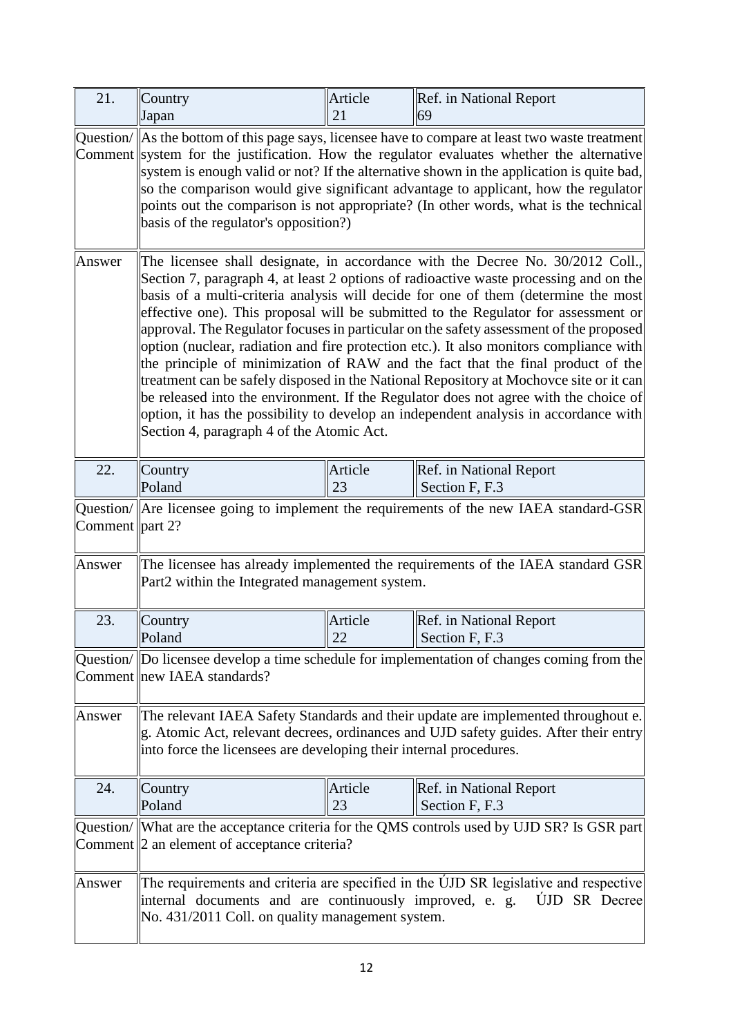| 21. | Country<br>Japan | Article<br>21 | Ref. in National Report<br>69 |
|---|---|---|---|
| Question/ Comment | As the bottom of this page says, licensee have to compare at least two waste treatment system for the justification. How the regulator evaluates whether the alternative system is enough valid or not? If the alternative shown in the application is quite bad, so the comparison would give significant advantage to applicant, how the regulator points out the comparison is not appropriate? (In other words, what is the technical basis of the regulator's opposition?) | | |
| Answer | The licensee shall designate, in accordance with the Decree No. 30/2012 Coll., Section 7, paragraph 4, at least 2 options of radioactive waste processing and on the basis of a multi-criteria analysis will decide for one of them (determine the most effective one). This proposal will be submitted to the Regulator for assessment or approval. The Regulator focuses in particular on the safety assessment of the proposed option (nuclear, radiation and fire protection etc.). It also monitors compliance with the principle of minimization of RAW and the fact that the final product of the treatment can be safely disposed in the National Repository at Mochovce site or it can be released into the environment. If the Regulator does not agree with the choice of option, it has the possibility to develop an independent analysis in accordance with Section 4, paragraph 4 of the Atomic Act. | | |

| 22. | Country<br>Poland | Article<br>23 | Ref. in National Report<br>Section F, F.3 |
|---|---|---|---|
| Question/ Comment | Are licensee going to implement the requirements of the new IAEA standard-GSR part 2? | | |
| Answer | The licensee has already implemented the requirements of the IAEA standard GSR Part2 within the Integrated management system. | | |

| 23. | Country<br>Poland | Article<br>22 | Ref. in National Report<br>Section F, F.3 |
|---|---|---|---|
| Question/ Comment | Do licensee develop a time schedule for implementation of changes coming from the new IAEA standards? | | |
| Answer | The relevant IAEA Safety Standards and their update are implemented throughout e. g. Atomic Act, relevant decrees, ordinances and UJD safety guides. After their entry into force the licensees are developing their internal procedures. | | |

| 24. | Country<br>Poland | Article<br>23 | Ref. in National Report<br>Section F, F.3 |
|---|---|---|---|
| Question/ Comment | What are the acceptance criteria for the QMS controls used by UJD SR? Is GSR part 2 an element of acceptance criteria? | | |
| Answer | The requirements and criteria are specified in the ÚJD SR legislative and respective internal documents and are continuously improved, e. g. ÚJD SR Decree No. 431/2011 Coll. on quality management system. | | |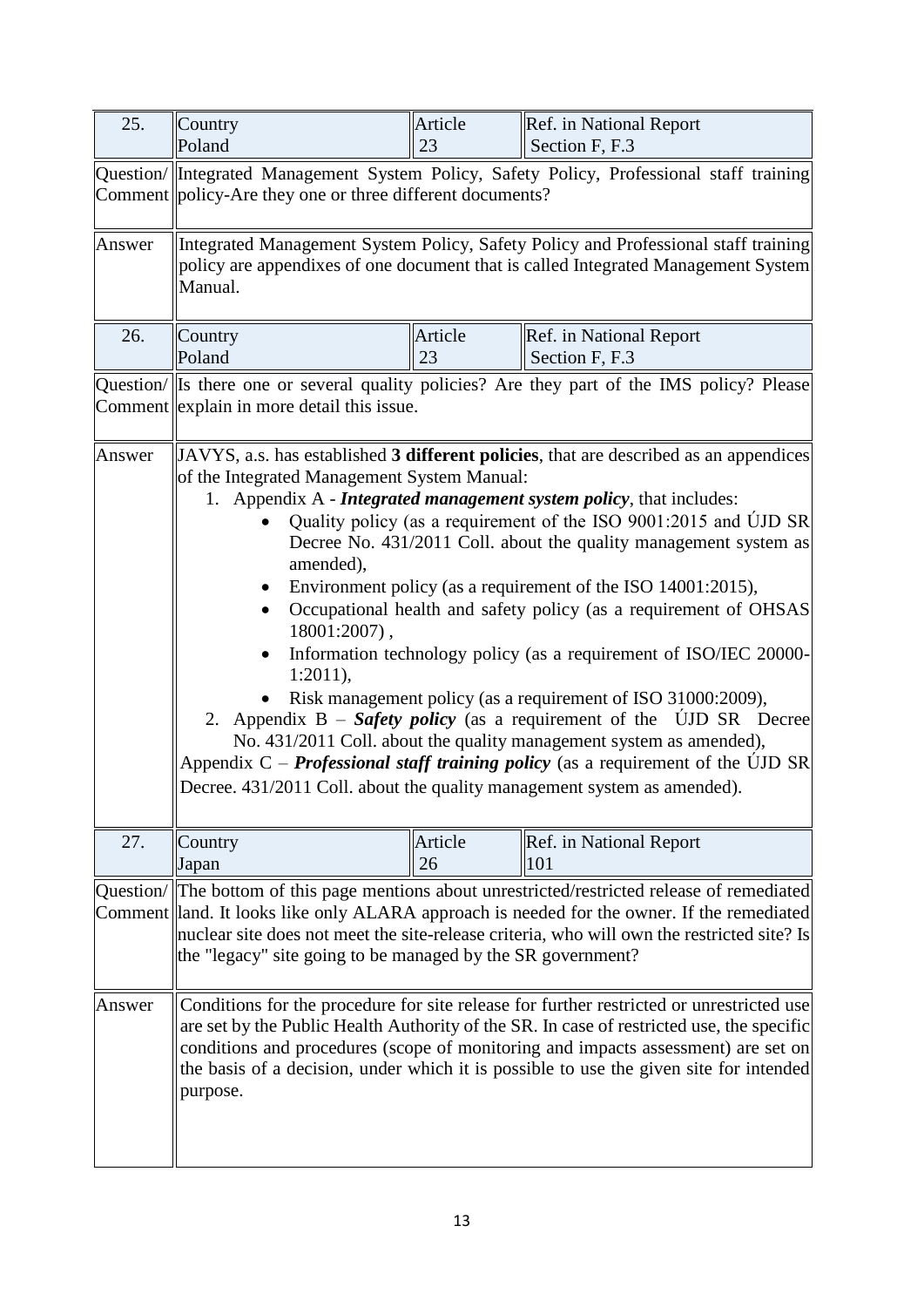| 25. | Country<br>Poland | Article<br>23 | Ref. in National Report<br>Section F, F.3 |
|---|---|---|---|
| Question/ Comment | Integrated Management System Policy, Safety Policy, Professional staff training policy-Are they one or three different documents? | | |
| Answer | Integrated Management System Policy, Safety Policy and Professional staff training policy are appendixes of one document that is called Integrated Management System Manual. | | |

| 26. | Country<br>Poland | Article<br>23 | Ref. in National Report<br>Section F, F.3 |
|---|---|---|---|
| Question/ Comment | Is there one or several quality policies? Are they part of the IMS policy? Please explain in more detail this issue. | | |
| Answer | JAVYS, a.s. has established **3 different policies**, that are described as an appendices of the Integrated Management System Manual:<br>1. Appendix A - ***Integrated management system policy***, that includes:<br>• Quality policy (as a requirement of the ISO 9001:2015 and ÚJD SR Decree No. 431/2011 Coll. about the quality management system as amended),<br>• Environment policy (as a requirement of the ISO 14001:2015),<br>• Occupational health and safety policy (as a requirement of OHSAS 18001:2007) ,<br>• Information technology policy (as a requirement of ISO/IEC 20000-1:2011),<br>• Risk management policy (as a requirement of ISO 31000:2009),<br>2. Appendix B – ***Safety policy*** (as a requirement of the ÚJD SR Decree No. 431/2011 Coll. about the quality management system as amended),<br>Appendix C – ***Professional staff training policy*** (as a requirement of the ÚJD SR Decree. 431/2011 Coll. about the quality management system as amended). | | |

| 27. | Country<br>Japan | Article<br>26 | Ref. in National Report<br>101 |
|---|---|---|---|
| Question/ Comment | The bottom of this page mentions about unrestricted/restricted release of remediated land. It looks like only ALARA approach is needed for the owner. If the remediated nuclear site does not meet the site-release criteria, who will own the restricted site? Is the "legacy" site going to be managed by the SR government? | | |
| Answer | Conditions for the procedure for site release for further restricted or unrestricted use are set by the Public Health Authority of the SR. In case of restricted use, the specific conditions and procedures (scope of monitoring and impacts assessment) are set on the basis of a decision, under which it is possible to use the given site for intended purpose. | | |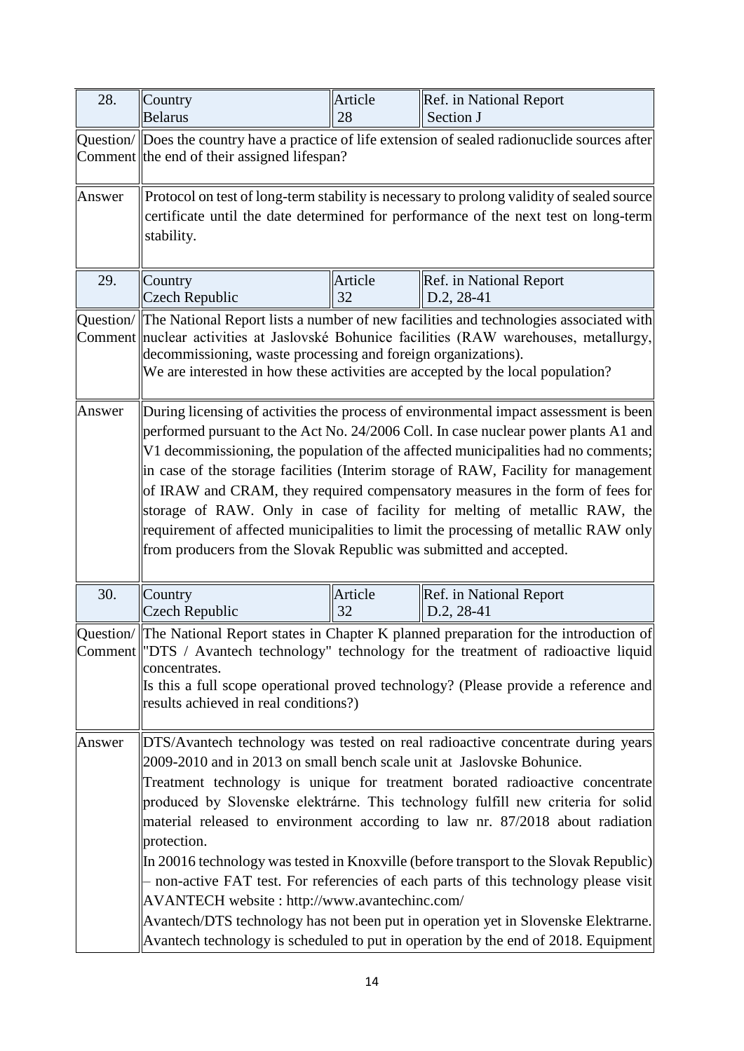| 28. | Country<br>Belarus | Article<br>28 | Ref. in National Report<br>Section J |
|---|---|---|---|
| Question/ Comment | Does the country have a practice of life extension of sealed radionuclide sources after the end of their assigned lifespan? | | |
| Answer | Protocol on test of long-term stability is necessary to prolong validity of sealed source certificate until the date determined for performance of the next test on long-term stability. | | |

| 29. | Country<br>Czech Republic | Article<br>32 | Ref. in National Report<br>D.2, 28-41 |
|---|---|---|---|
| Question/ Comment | The National Report lists a number of new facilities and technologies associated with nuclear activities at Jaslovské Bohunice facilities (RAW warehouses, metallurgy, decommissioning, waste processing and foreign organizations).<br>We are interested in how these activities are accepted by the local population? | | |
| Answer | During licensing of activities the process of environmental impact assessment is been performed pursuant to the Act No. 24/2006 Coll. In case nuclear power plants A1 and V1 decommissioning, the population of the affected municipalities had no comments; in case of the storage facilities (Interim storage of RAW, Facility for management of IRAW and CRAM, they required compensatory measures in the form of fees for storage of RAW. Only in case of facility for melting of metallic RAW, the requirement of affected municipalities to limit the processing of metallic RAW only from producers from the Slovak Republic was submitted and accepted. | | |

| 30. | Country<br>Czech Republic | Article<br>32 | Ref. in National Report<br>D.2, 28-41 |
|---|---|---|---|
| Question/ Comment | The National Report states in Chapter K planned preparation for the introduction of "DTS / Avantech technology" technology for the treatment of radioactive liquid concentrates.<br>Is this a full scope operational proved technology? (Please provide a reference and results achieved in real conditions?) | | |
| Answer | DTS/Avantech technology was tested on real radioactive concentrate during years 2009-2010 and in 2013 on small bench scale unit at Jaslovske Bohunice.<br>Treatment technology is unique for treatment borated radioactive concentrate produced by Slovenske elektrárne. This technology fulfill new criteria for solid material released to environment according to law nr. 87/2018 about radiation protection.<br>In 20016 technology was tested in Knoxville (before transport to the Slovak Republic) – non-active FAT test. For referencies of each parts of this technology please visit AVANTECH website : http://www.avantechinc.com/<br>Avantech/DTS technology has not been put in operation yet in Slovenske Elektrarne. Avantech technology is scheduled to put in operation by the end of 2018. Equipment | | |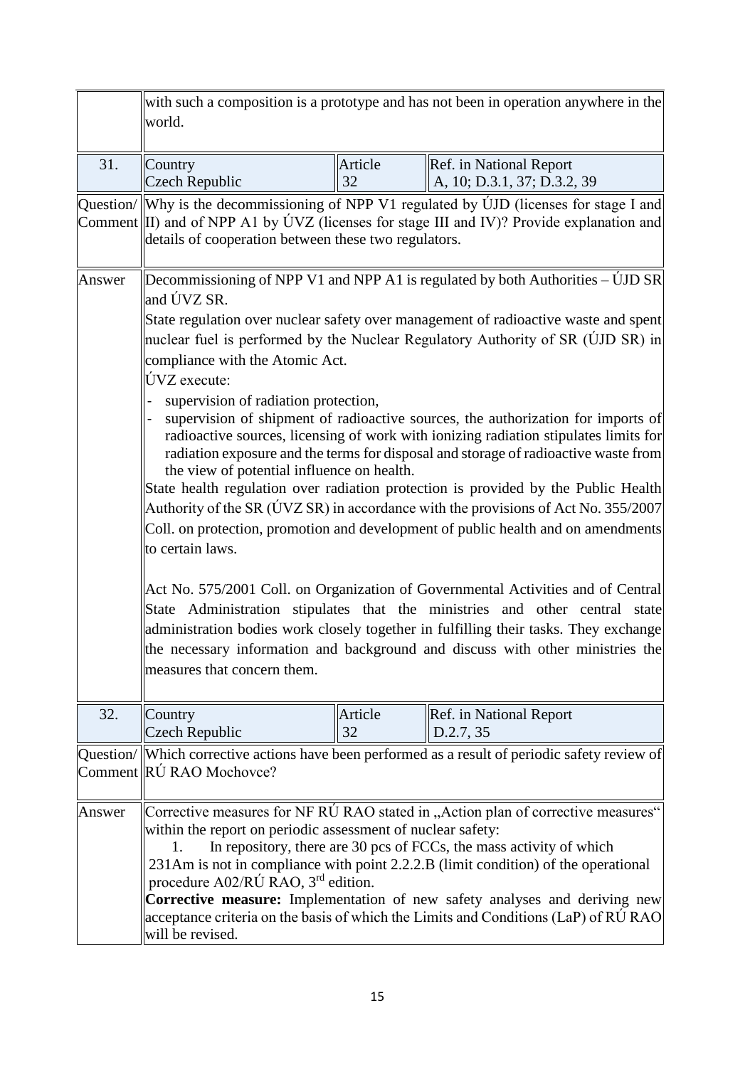| | | | |
|---|---|---|---|
| | with such a composition is a prototype and has not been in operation anywhere in the world. | | |
| 31. | Country<br>Czech Republic | Article<br>32 | Ref. in National Report<br>A, 10; D.3.1, 37; D.3.2, 39 |
| Question/ Comment | Why is the decommissioning of NPP V1 regulated by ÚJD (licenses for stage I and II) and of NPP A1 by ÚVZ (licenses for stage III and IV)? Provide explanation and details of cooperation between these two regulators. | | |
| Answer | Decommissioning of NPP V1 and NPP A1 is regulated by both Authorities – ÚJD SR and ÚVZ SR.<br>State regulation over nuclear safety over management of radioactive waste and spent nuclear fuel is performed by the Nuclear Regulatory Authority of SR (ÚJD SR) in compliance with the Atomic Act.<br>ÚVZ execute:<br>- supervision of radiation protection,<br>- supervision of shipment of radioactive sources, the authorization for imports of radioactive sources, licensing of work with ionizing radiation stipulates limits for radiation exposure and the terms for disposal and storage of radioactive waste from the view of potential influence on health.<br>State health regulation over radiation protection is provided by the Public Health Authority of the SR (ÚVZ SR) in accordance with the provisions of Act No. 355/2007 Coll. on protection, promotion and development of public health and on amendments to certain laws.<br><br>Act No. 575/2001 Coll. on Organization of Governmental Activities and of Central State Administration stipulates that the ministries and other central state administration bodies work closely together in fulfilling their tasks. They exchange the necessary information and background and discuss with other ministries the measures that concern them. | | |
| 32. | Country<br>Czech Republic | Article<br>32 | Ref. in National Report<br>D.2.7, 35 |
| Question/ Comment | Which corrective actions have been performed as a result of periodic safety review of RÚ RAO Mochovce? | | |
| Answer | Corrective measures for NF RÚ RAO stated in „Action plan of corrective measures" within the report on periodic assessment of nuclear safety:<br>1. In repository, there are 30 pcs of FCCs, the mass activity of which 231Am is not in compliance with point 2.2.2.B (limit condition) of the operational procedure A02/RÚ RAO, 3rd edition.<br>**Corrective measure:** Implementation of new safety analyses and deriving new acceptance criteria on the basis of which the Limits and Conditions (LaP) of RÚ RAO will be revised. | | |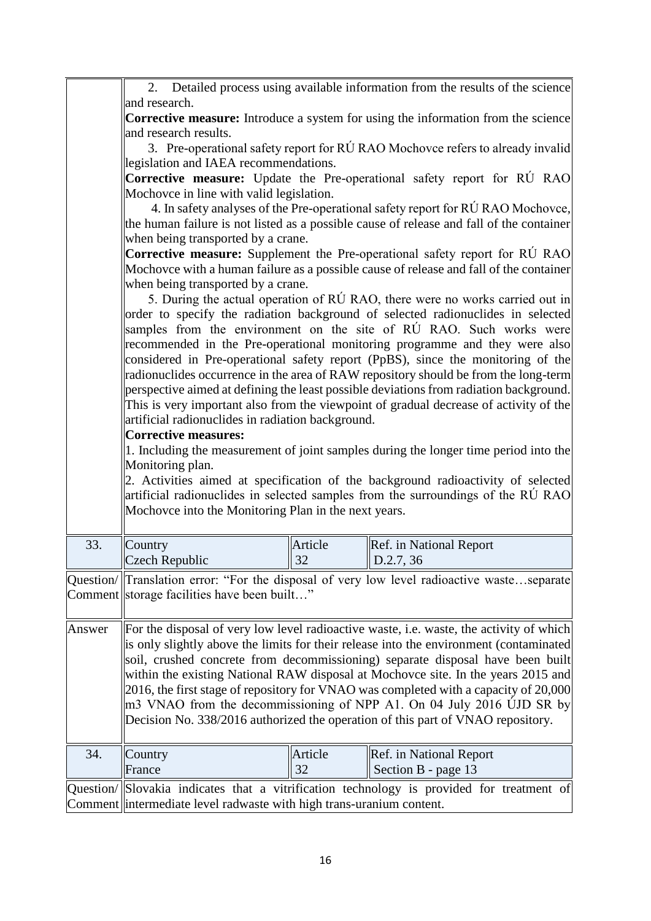| | |
|---|---|
| | 2. Detailed process using available information from the results of the science and research.<br>**Corrective measure:** Introduce a system for using the information from the science and research results.<br>3. Pre-operational safety report for RÚ RAO Mochovce refers to already invalid legislation and IAEA recommendations.<br>**Corrective measure:** Update the Pre-operational safety report for RÚ RAO Mochovce in line with valid legislation.<br>4. In safety analyses of the Pre-operational safety report for RÚ RAO Mochovce, the human failure is not listed as a possible cause of release and fall of the container when being transported by a crane.<br>**Corrective measure:** Supplement the Pre-operational safety report for RÚ RAO Mochovce with a human failure as a possible cause of release and fall of the container when being transported by a crane.<br>5. During the actual operation of RÚ RAO, there were no works carried out in order to specify the radiation background of selected radionuclides in selected samples from the environment on the site of RÚ RAO. Such works were recommended in the Pre-operational monitoring programme and they were also considered in Pre-operational safety report (PpBS), since the monitoring of the radionuclides occurrence in the area of RAW repository should be from the long-term perspective aimed at defining the least possible deviations from radiation background. This is very important also from the viewpoint of gradual decrease of activity of the artificial radionuclides in radiation background.<br>**Corrective measures:**<br>1. Including the measurement of joint samples during the longer time period into the Monitoring plan.<br>2. Activities aimed at specification of the background radioactivity of selected artificial radionuclides in selected samples from the surroundings of the RÚ RAO Mochovce into the Monitoring Plan in the next years. |

| 33. | Country<br>Czech Republic | Article<br>32 | Ref. in National Report<br>D.2.7, 36 |
|---|---|---|---|
| Question/ Comment | Translation error: "For the disposal of very low level radioactive waste…separate storage facilities have been built…" | | |
| Answer | For the disposal of very low level radioactive waste, i.e. waste, the activity of which is only slightly above the limits for their release into the environment (contaminated soil, crushed concrete from decommissioning) separate disposal have been built within the existing National RAW disposal at Mochovce site. In the years 2015 and 2016, the first stage of repository for VNAO was completed with a capacity of 20,000 m3 VNAO from the decommissioning of NPP A1. On 04 July 2016 ÚJD SR by Decision No. 338/2016 authorized the operation of this part of VNAO repository. | | |

| 34. | Country<br>France | Article<br>32 | Ref. in National Report<br>Section B - page 13 |
|---|---|---|---|
| Question/ Comment | Slovakia indicates that a vitrification technology is provided for treatment of intermediate level radwaste with high trans-uranium content. | | |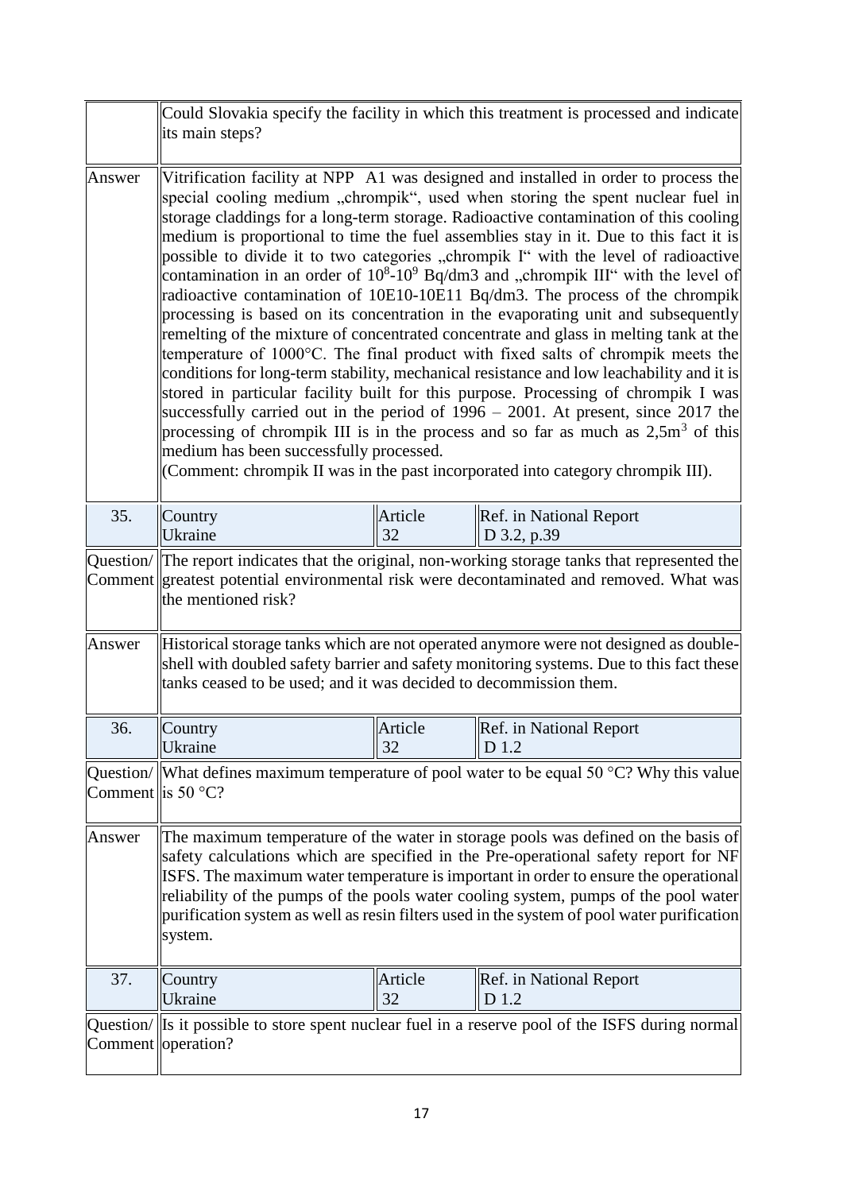| | | | |
|---|---|---|---|
| | Could Slovakia specify the facility in which this treatment is processed and indicate its main steps? | | |
| Answer | Vitrification facility at NPP A1 was designed and installed in order to process the special cooling medium „chrompik", used when storing the spent nuclear fuel in storage claddings for a long-term storage. Radioactive contamination of this cooling medium is proportional to time the fuel assemblies stay in it. Due to this fact it is possible to divide it to two categories „chrompik I" with the level of radioactive contamination in an order of $10^8$-$10^9$ Bq/dm3 and „chrompik III" with the level of radioactive contamination of 10E10-10E11 Bq/dm3. The process of the chrompik processing is based on its concentration in the evaporating unit and subsequently remelting of the mixture of concentrated concentrate and glass in melting tank at the temperature of 1000°C. The final product with fixed salts of chrompik meets the conditions for long-term stability, mechanical resistance and low leachability and it is stored in particular facility built for this purpose. Processing of chrompik I was successfully carried out in the period of 1996 – 2001. At present, since 2017 the processing of chrompik III is in the process and so far as much as 2,5m$^3$ of this medium has been successfully processed. (Comment: chrompik II was in the past incorporated into category chrompik III). | | |
| 35. | Country Ukraine | Article 32 | Ref. in National Report D 3.2, p.39 |
| Question/ Comment | The report indicates that the original, non-working storage tanks that represented the greatest potential environmental risk were decontaminated and removed. What was the mentioned risk? | | |
| Answer | Historical storage tanks which are not operated anymore were not designed as double-shell with doubled safety barrier and safety monitoring systems. Due to this fact these tanks ceased to be used; and it was decided to decommission them. | | |
| 36. | Country Ukraine | Article 32 | Ref. in National Report D 1.2 |
| Question/ Comment | What defines maximum temperature of pool water to be equal 50 °C? Why this value is 50 °C? | | |
| Answer | The maximum temperature of the water in storage pools was defined on the basis of safety calculations which are specified in the Pre-operational safety report for NF ISFS. The maximum water temperature is important in order to ensure the operational reliability of the pumps of the pools water cooling system, pumps of the pool water purification system as well as resin filters used in the system of pool water purification system. | | |
| 37. | Country Ukraine | Article 32 | Ref. in National Report D 1.2 |
| Question/ Comment | Is it possible to store spent nuclear fuel in a reserve pool of the ISFS during normal operation? | | |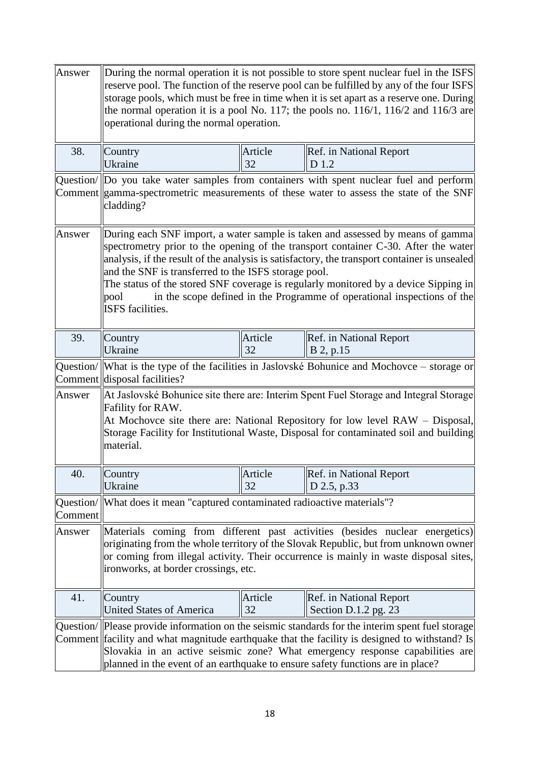| | | | |
|---|---|---|---|
| Answer | During the normal operation it is not possible to store spent nuclear fuel in the ISFS reserve pool. The function of the reserve pool can be fulfilled by any of the four ISFS storage pools, which must be free in time when it is set apart as a reserve one. During the normal operation it is a pool No. 117; the pools no. 116/1, 116/2 and 116/3 are operational during the normal operation. | | |
| 38. | Country<br>Ukraine | Article<br>32 | Ref. in National Report<br>D 1.2 |
| Question/ Comment | Do you take water samples from containers with spent nuclear fuel and perform gamma-spectrometric measurements of these water to assess the state of the SNF cladding? | | |
| Answer | During each SNF import, a water sample is taken and assessed by means of gamma spectrometry prior to the opening of the transport container C-30. After the water analysis, if the result of the analysis is satisfactory, the transport container is unsealed and the SNF is transferred to the ISFS storage pool.<br>The status of the stored SNF coverage is regularly monitored by a device Sipping in pool in the scope defined in the Programme of operational inspections of the ISFS facilities. | | |
| 39. | Country<br>Ukraine | Article<br>32 | Ref. in National Report<br>B 2, p.15 |
| Question/ Comment | What is the type of the facilities in Jaslovské Bohunice and Mochovce – storage or disposal facilities? | | |
| Answer | At Jaslovské Bohunice site there are: Interim Spent Fuel Storage and Integral Storage Fafility for RAW.<br>At Mochovce site there are: National Repository for low level RAW – Disposal, Storage Facility for Institutional Waste, Disposal for contaminated soil and building material. | | |
| 40. | Country<br>Ukraine | Article<br>32 | Ref. in National Report<br>D 2.5, p.33 |
| Question/ Comment | What does it mean "captured contaminated radioactive materials"? | | |
| Answer | Materials coming from different past activities (besides nuclear energetics) originating from the whole territory of the Slovak Republic, but from unknown owner or coming from illegal activity. Their occurrence is mainly in waste disposal sites, ironworks, at border crossings, etc. | | |
| 41. | Country<br>United States of America | Article<br>32 | Ref. in National Report<br>Section D.1.2 pg. 23 |
| Question/ Comment | Please provide information on the seismic standards for the interim spent fuel storage facility and what magnitude earthquake that the facility is designed to withstand? Is Slovakia in an active seismic zone? What emergency response capabilities are planned in the event of an earthquake to ensure safety functions are in place? | | |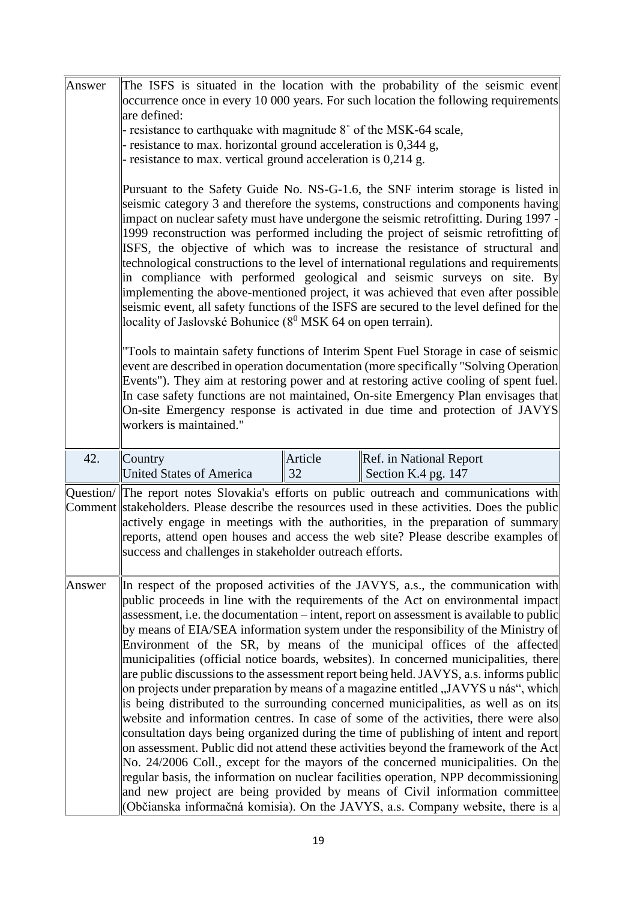| | | | |
|---|---|---|---|
| Answer | The ISFS is situated in the location with the probability of the seismic event occurrence once in every 10 000 years. For such location the following requirements are defined:<br>- resistance to earthquake with magnitude 8˚ of the MSK-64 scale,<br>- resistance to max. horizontal ground acceleration is 0,344 g,<br>- resistance to max. vertical ground acceleration is 0,214 g.<br><br>Pursuant to the Safety Guide No. NS-G-1.6, the SNF interim storage is listed in seismic category 3 and therefore the systems, constructions and components having impact on nuclear safety must have undergone the seismic retrofitting. During 1997 - 1999 reconstruction was performed including the project of seismic retrofitting of ISFS, the objective of which was to increase the resistance of structural and technological constructions to the level of international regulations and requirements in compliance with performed geological and seismic surveys on site. By implementing the above-mentioned project, it was achieved that even after possible seismic event, all safety functions of the ISFS are secured to the level defined for the locality of Jaslovské Bohunice ($8^0$ MSK 64 on open terrain).<br><br>"Tools to maintain safety functions of Interim Spent Fuel Storage in case of seismic event are described in operation documentation (more specifically "Solving Operation Events"). They aim at restoring power and at restoring active cooling of spent fuel. In case safety functions are not maintained, On-site Emergency Plan envisages that On-site Emergency response is activated in due time and protection of JAVYS workers is maintained." | | |
| 42. | Country<br>United States of America | Article<br>32 | Ref. in National Report<br>Section K.4 pg. 147 |
| Question/ Comment | The report notes Slovakia's efforts on public outreach and communications with stakeholders. Please describe the resources used in these activities. Does the public actively engage in meetings with the authorities, in the preparation of summary reports, attend open houses and access the web site? Please describe examples of success and challenges in stakeholder outreach efforts. | | |
| Answer | In respect of the proposed activities of the JAVYS, a.s., the communication with public proceeds in line with the requirements of the Act on environmental impact assessment, i.e. the documentation – intent, report on assessment is available to public by means of EIA/SEA information system under the responsibility of the Ministry of Environment of the SR, by means of the municipal offices of the affected municipalities (official notice boards, websites). In concerned municipalities, there are public discussions to the assessment report being held. JAVYS, a.s. informs public on projects under preparation by means of a magazine entitled „JAVYS u nás", which is being distributed to the surrounding concerned municipalities, as well as on its website and information centres. In case of some of the activities, there were also consultation days being organized during the time of publishing of intent and report on assessment. Public did not attend these activities beyond the framework of the Act No. 24/2006 Coll., except for the mayors of the concerned municipalities. On the regular basis, the information on nuclear facilities operation, NPP decommissioning and new project are being provided by means of Civil information committee (Občianska informačná komisia). On the JAVYS, a.s. Company website, there is a | | |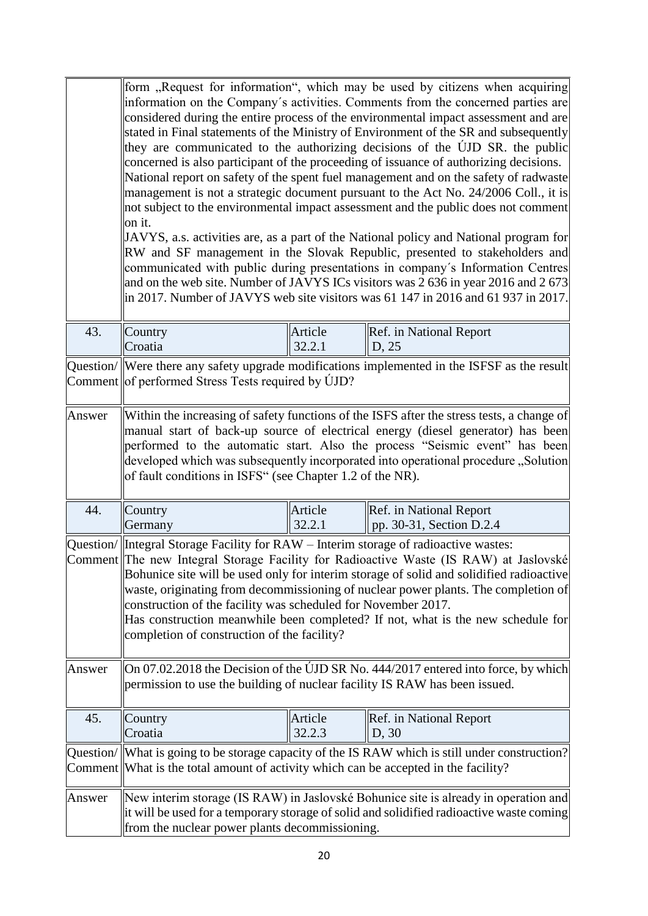| | |
|---|---|
| | form „Request for information", which may be used by citizens when acquiring information on the Company´s activities. Comments from the concerned parties are considered during the entire process of the environmental impact assessment and are stated in Final statements of the Ministry of Environment of the SR and subsequently they are communicated to the authorizing decisions of the ÚJD SR. the public concerned is also participant of the proceeding of issuance of authorizing decisions.<br>National report on safety of the spent fuel management and on the safety of radwaste management is not a strategic document pursuant to the Act No. 24/2006 Coll., it is not subject to the environmental impact assessment and the public does not comment on it.<br>JAVYS, a.s. activities are, as a part of the National policy and National program for RW and SF management in the Slovak Republic, presented to stakeholders and communicated with public during presentations in company´s Information Centres and on the web site. Number of JAVYS ICs visitors was 2 636 in year 2016 and 2 673 in 2017. Number of JAVYS web site visitors was 61 147 in 2016 and 61 937 in 2017. |

| 43. | Country<br>Croatia | Article<br>32.2.1 | Ref. in National Report<br>D, 25 |
|---|---|---|---|
| Question/ Comment | Were there any safety upgrade modifications implemented in the ISFSF as the result of performed Stress Tests required by ÚJD? | | |
| Answer | Within the increasing of safety functions of the ISFS after the stress tests, a change of manual start of back-up source of electrical energy (diesel generator) has been performed to the automatic start. Also the process "Seismic event" has been developed which was subsequently incorporated into operational procedure „Solution of fault conditions in ISFS" (see Chapter 1.2 of the NR). | | |

| 44. | Country<br>Germany | Article<br>32.2.1 | Ref. in National Report<br>pp. 30-31, Section D.2.4 |
|---|---|---|---|
| Question/ Comment | Integral Storage Facility for RAW – Interim storage of radioactive wastes:<br>The new Integral Storage Facility for Radioactive Waste (IS RAW) at Jaslovské Bohunice site will be used only for interim storage of solid and solidified radioactive waste, originating from decommissioning of nuclear power plants. The completion of construction of the facility was scheduled for November 2017.<br>Has construction meanwhile been completed? If not, what is the new schedule for completion of construction of the facility? | | |
| Answer | On 07.02.2018 the Decision of the ÚJD SR No. 444/2017 entered into force, by which permission to use the building of nuclear facility IS RAW has been issued. | | |

| 45. | Country<br>Croatia | Article<br>32.2.3 | Ref. in National Report<br>D, 30 |
|---|---|---|---|
| Question/ Comment | What is going to be storage capacity of the IS RAW which is still under construction? What is the total amount of activity which can be accepted in the facility? | | |
| Answer | New interim storage (IS RAW) in Jaslovské Bohunice site is already in operation and it will be used for a temporary storage of solid and solidified radioactive waste coming from the nuclear power plants decommissioning. | | |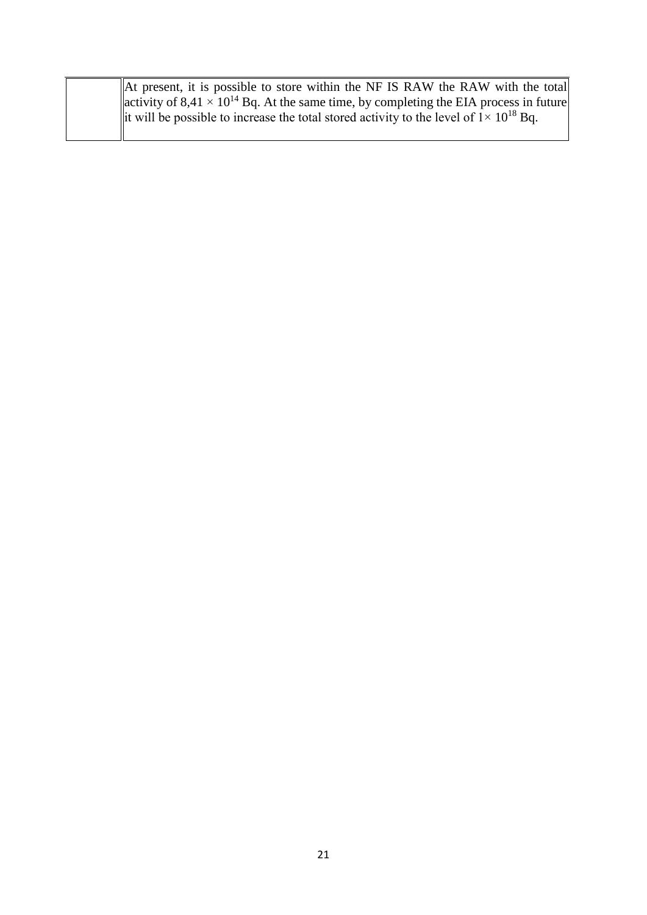| | |
|---|---|
| | At present, it is possible to store within the NF IS RAW the RAW with the total activity of $8{,}41 \times 10^{14}$ Bq. At the same time, by completing the EIA process in future it will be possible to increase the total stored activity to the level of $1 \times 10^{18}$ Bq. |